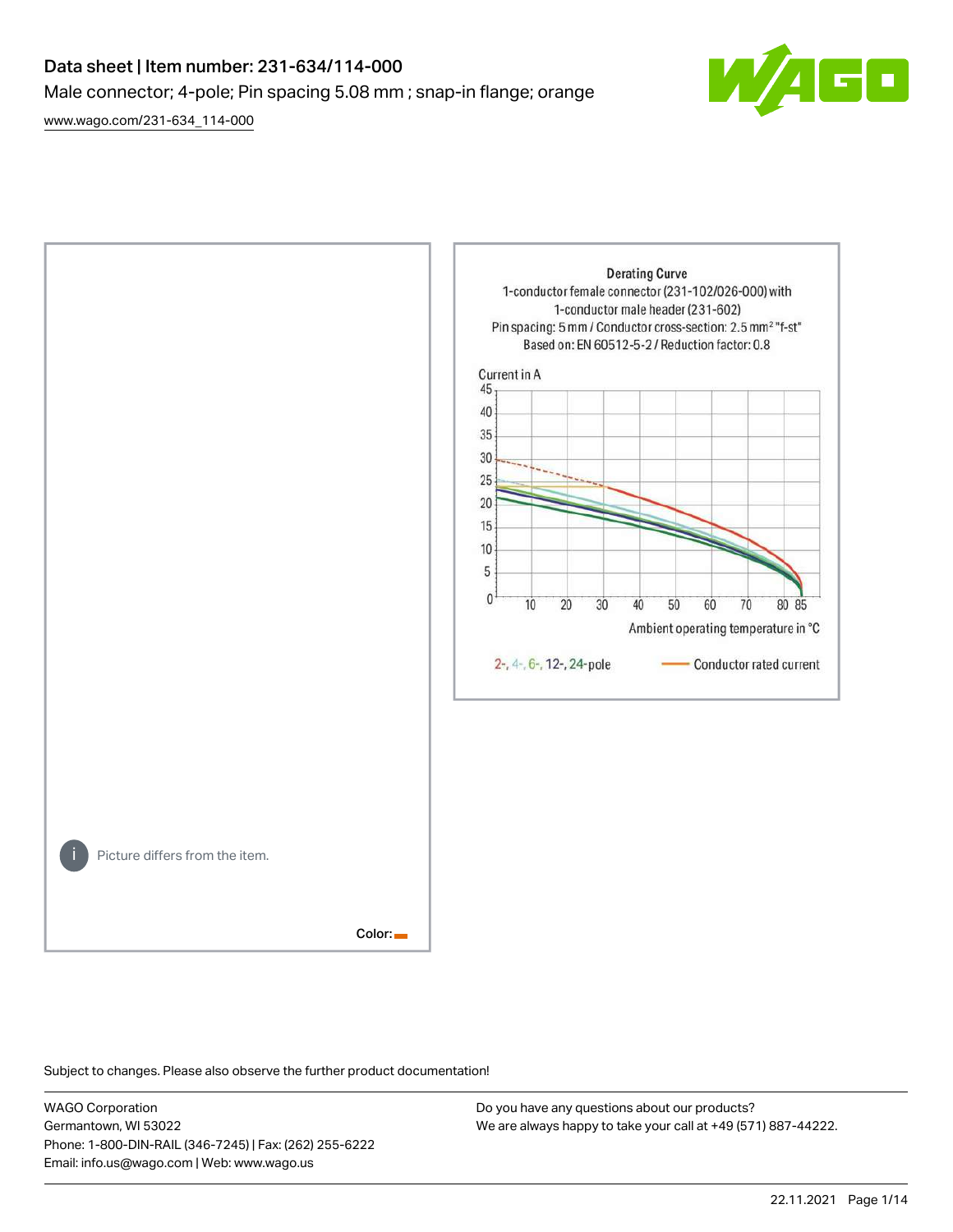# Data sheet | Item number: 231-634/114-000

Male connector; 4-pole; Pin spacing 5.08 mm ; snap-in flange; orange

www.wago.com/231-634_114-000

Picture differs from the item.

Color:

Derating Curve
1-conductor female connector (231-102/026-000) with
1-conductor male header (231-602)
Pin spacing: 5 mm / Conductor cross-section: 2.5 mm² "f-st"
Based on: EN 60512-5-2 / Reduction factor: 0.8

Current in A

Ambient operating temperature in °C

2-, 4-, 6-, 12-, 24-pole — Conductor rated current

Subject to changes. Please also observe the further product documentation!

WAGO Corporation
Germantown, WI 53022
Phone: 1-800-DIN-RAIL (346-7245) | Fax: (262) 255-6222
Email: info.us@wago.com | Web: www.wago.us

Do you have any questions about our products?
We are always happy to take your call at +49 (571) 887-44222.

22.11.2021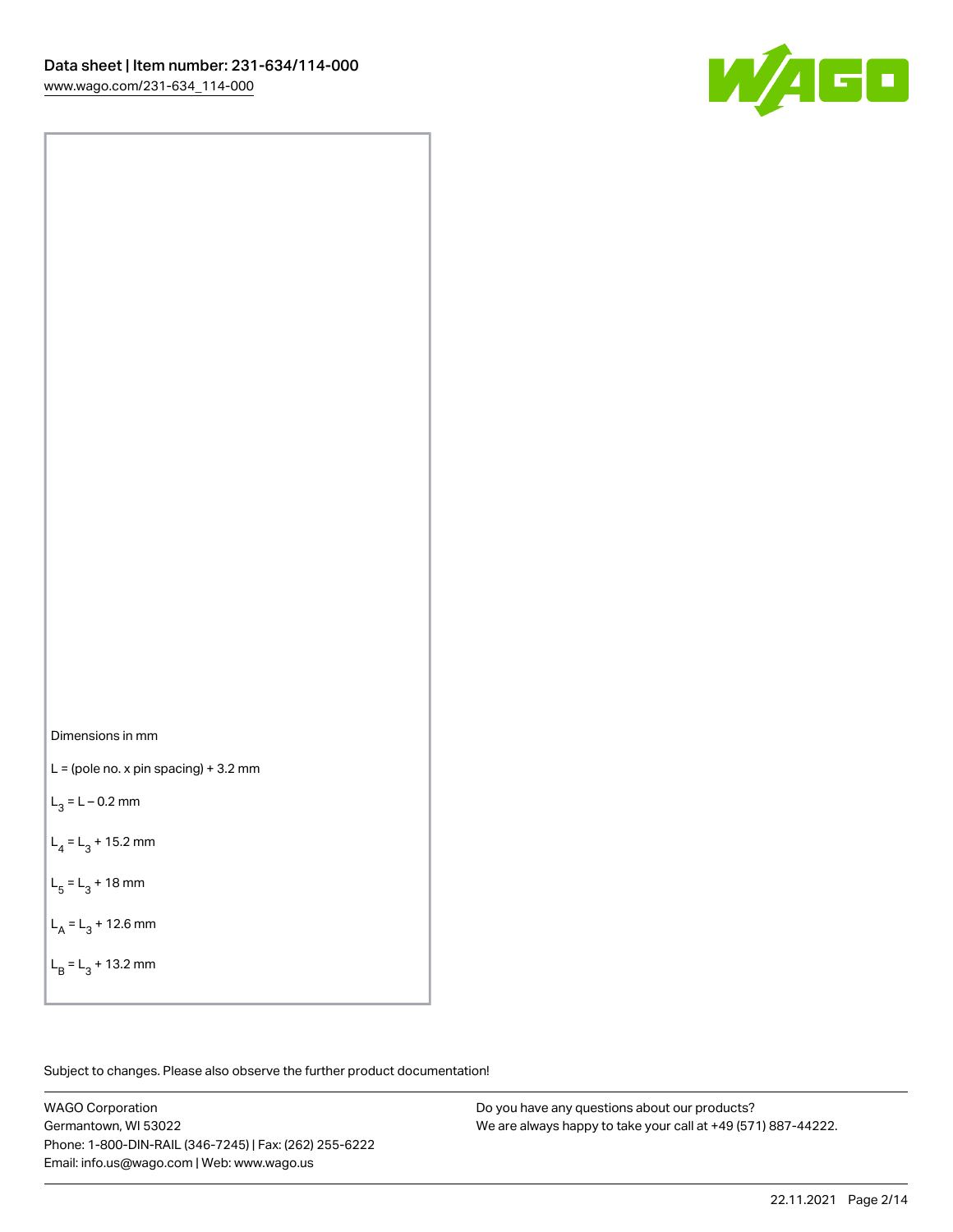Dimensions in mm

L = (pole no. x pin spacing) + 3.2 mm

$L_3$ = L – 0.2 mm

$L_4$ = $L_3$ + 15.2 mm

$L_5$ = $L_3$ + 18 mm

$L_A$ = $L_3$ + 12.6 mm

$L_B$ = $L_3$ + 13.2 mm

Subject to changes. Please also observe the further product documentation!

WAGO Corporation
Germantown, WI 53022
Phone: 1-800-DIN-RAIL (346-7245) | Fax: (262) 255-6222
Email: info.us@wago.com | Web: www.wago.us

Do you have any questions about our products?
We are always happy to take your call at +49 (571) 887-44222.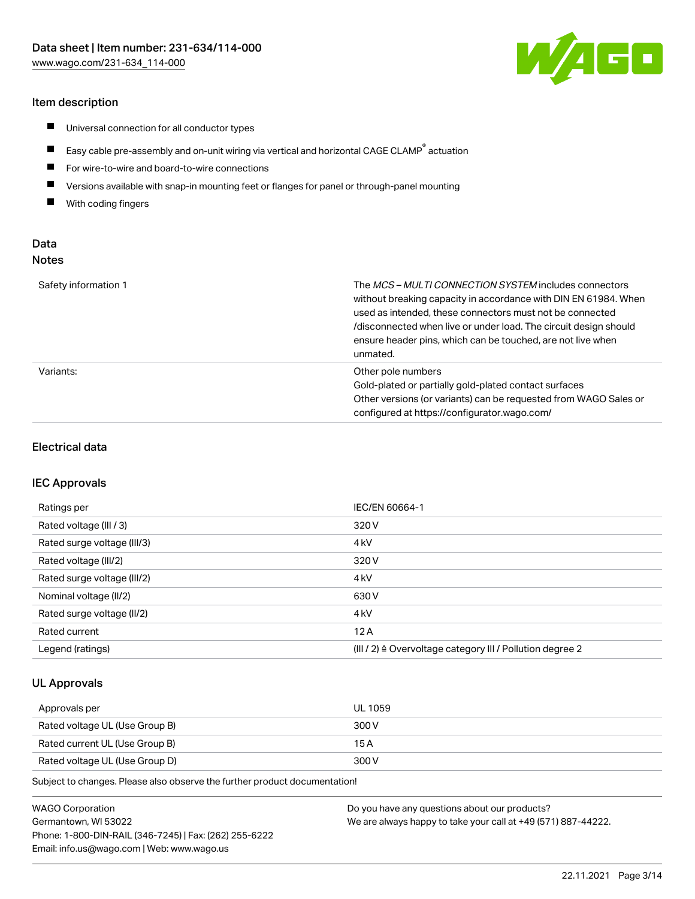## Item description

- Universal connection for all conductor types
- Easy cable pre-assembly and on-unit wiring via vertical and horizontal CAGE CLAMP® actuation
- For wire-to-wire and board-to-wire connections
- Versions available with snap-in mounting feet or flanges for panel or through-panel mounting
- With coding fingers

## Data

### Notes

| | |
|---|---|
| Safety information 1 | The *MCS – MULTI CONNECTION SYSTEM* includes connectors without breaking capacity in accordance with DIN EN 61984. When used as intended, these connectors must not be connected /disconnected when live or under load. The circuit design should ensure header pins, which can be touched, are not live when unmated. |
| Variants: | Other pole numbers<br>Gold-plated or partially gold-plated contact surfaces<br>Other versions (or variants) can be requested from WAGO Sales or configured at https://configurator.wago.com/ |

## Electrical data

### IEC Approvals

| | |
|---|---|
| Ratings per | IEC/EN 60664-1 |
| Rated voltage (III / 3) | 320 V |
| Rated surge voltage (III/3) | 4 kV |
| Rated voltage (III/2) | 320 V |
| Rated surge voltage (III/2) | 4 kV |
| Nominal voltage (II/2) | 630 V |
| Rated surge voltage (II/2) | 4 kV |
| Rated current | 12 A |
| Legend (ratings) | (III / 2) ≙ Overvoltage category III / Pollution degree 2 |

### UL Approvals

| | |
|---|---|
| Approvals per | UL 1059 |
| Rated voltage UL (Use Group B) | 300 V |
| Rated current UL (Use Group B) | 15 A |
| Rated voltage UL (Use Group D) | 300 V |

Subject to changes. Please also observe the further product documentation!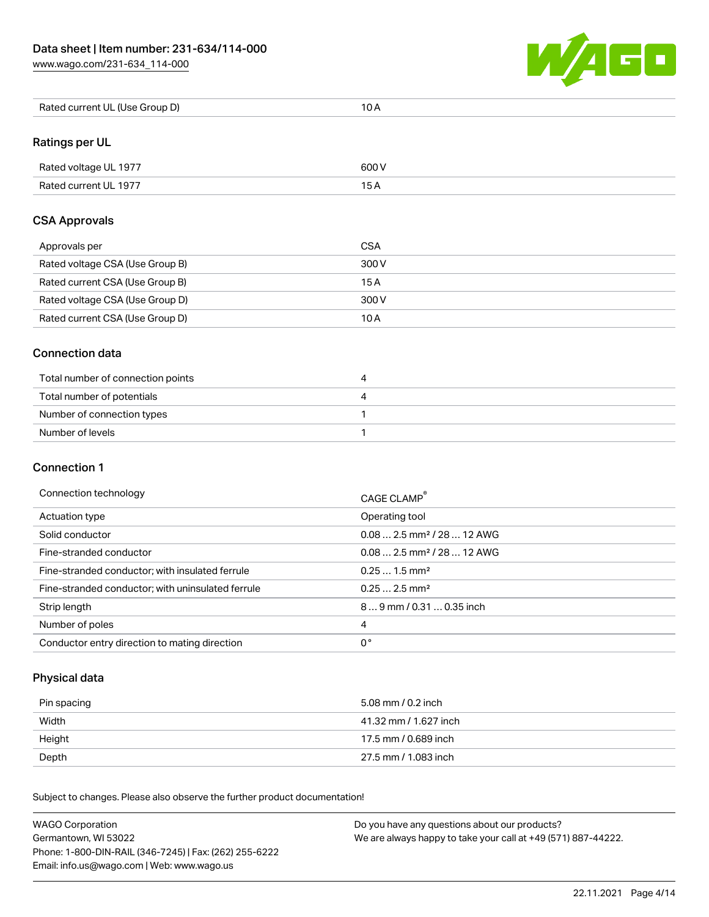| Rated current UL (Use Group D) | 10 A |
| --- | --- |

## Ratings per UL

| Rated voltage UL 1977 | 600 V |
| --- | --- |
| Rated current UL 1977 | 15 A |

## CSA Approvals

| Approvals per | CSA |
| --- | --- |
| Rated voltage CSA (Use Group B) | 300 V |
| Rated current CSA (Use Group B) | 15 A |
| Rated voltage CSA (Use Group D) | 300 V |
| Rated current CSA (Use Group D) | 10 A |

## Connection data

| Total number of connection points | 4 |
| --- | --- |
| Total number of potentials | 4 |
| Number of connection types | 1 |
| Number of levels | 1 |

## Connection 1

| Connection technology | CAGE CLAMP® |
| --- | --- |
| Actuation type | Operating tool |
| Solid conductor | 0.08 … 2.5 mm² / 28 … 12 AWG |
| Fine-stranded conductor | 0.08 … 2.5 mm² / 28 … 12 AWG |
| Fine-stranded conductor; with insulated ferrule | 0.25 … 1.5 mm² |
| Fine-stranded conductor; with uninsulated ferrule | 0.25 … 2.5 mm² |
| Strip length | 8 … 9 mm / 0.31 … 0.35 inch |
| Number of poles | 4 |
| Conductor entry direction to mating direction | 0 ° |

## Physical data

| Pin spacing | 5.08 mm / 0.2 inch |
| --- | --- |
| Width | 41.32 mm / 1.627 inch |
| Height | 17.5 mm / 0.689 inch |
| Depth | 27.5 mm / 1.083 inch |

Subject to changes. Please also observe the further product documentation!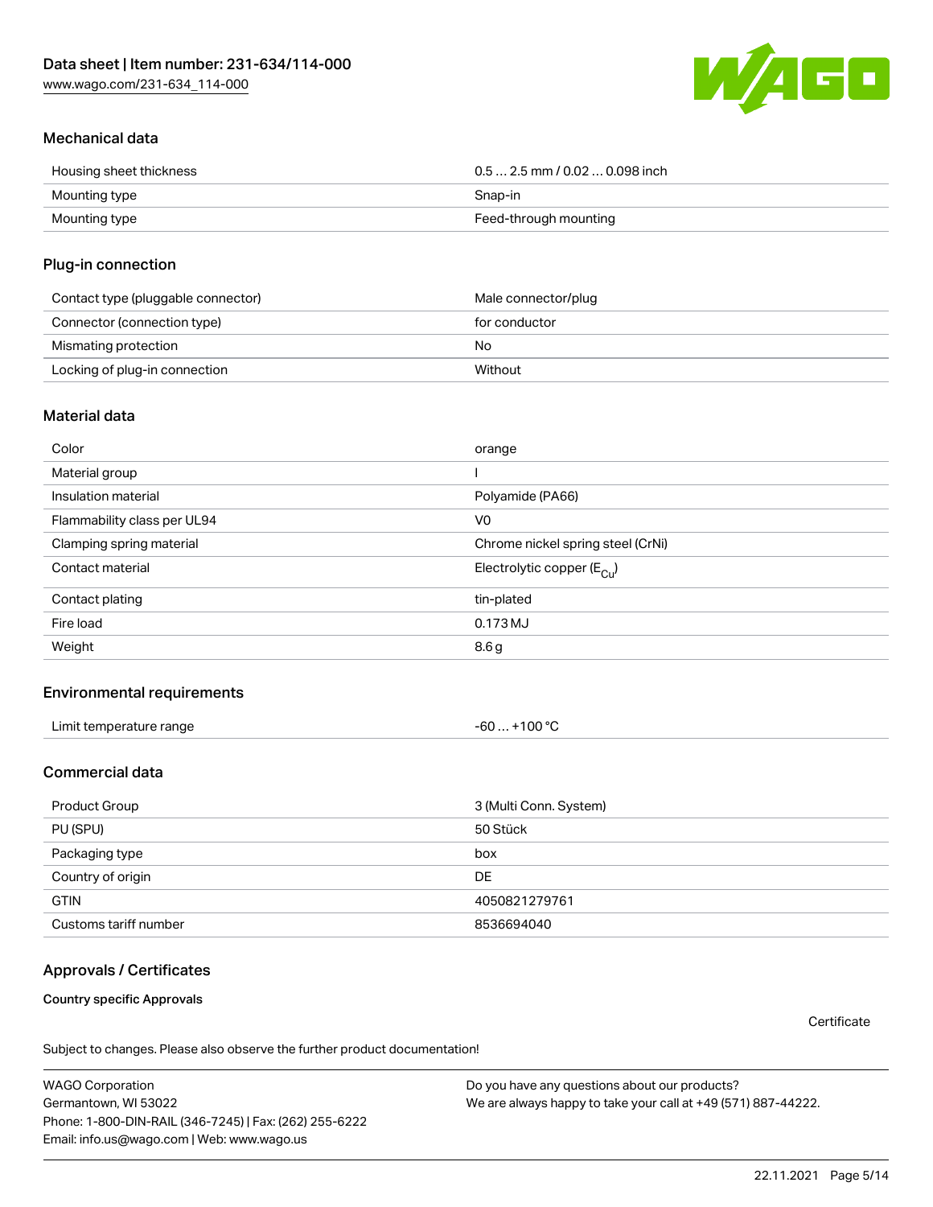## Mechanical data

| | |
|---|---|
| Housing sheet thickness | 0.5 … 2.5 mm / 0.02 … 0.098 inch |
| Mounting type | Snap-in |
| Mounting type | Feed-through mounting |

## Plug-in connection

| | |
|---|---|
| Contact type (pluggable connector) | Male connector/plug |
| Connector (connection type) | for conductor |
| Mismating protection | No |
| Locking of plug-in connection | Without |

## Material data

| | |
|---|---|
| Color | orange |
| Material group | I |
| Insulation material | Polyamide (PA66) |
| Flammability class per UL94 | V0 |
| Clamping spring material | Chrome nickel spring steel (CrNi) |
| Contact material | Electrolytic copper ($E_{Cu}$) |
| Contact plating | tin-plated |
| Fire load | 0.173 MJ |
| Weight | 8.6 g |

## Environmental requirements

| | |
|---|---|
| Limit temperature range | -60 … +100 °C |

## Commercial data

| | |
|---|---|
| Product Group | 3 (Multi Conn. System) |
| PU (SPU) | 50 Stück |
| Packaging type | box |
| Country of origin | DE |
| GTIN | 4050821279761 |
| Customs tariff number | 8536694040 |

## Approvals / Certificates

**Country specific Approvals**

Certificate

Subject to changes. Please also observe the further product documentation!

WAGO Corporation
Germantown, WI 53022
Phone: 1-800-DIN-RAIL (346-7245) | Fax: (262) 255-6222
Email: info.us@wago.com | Web: www.wago.us

Do you have any questions about our products?
We are always happy to take your call at +49 (571) 887-44222.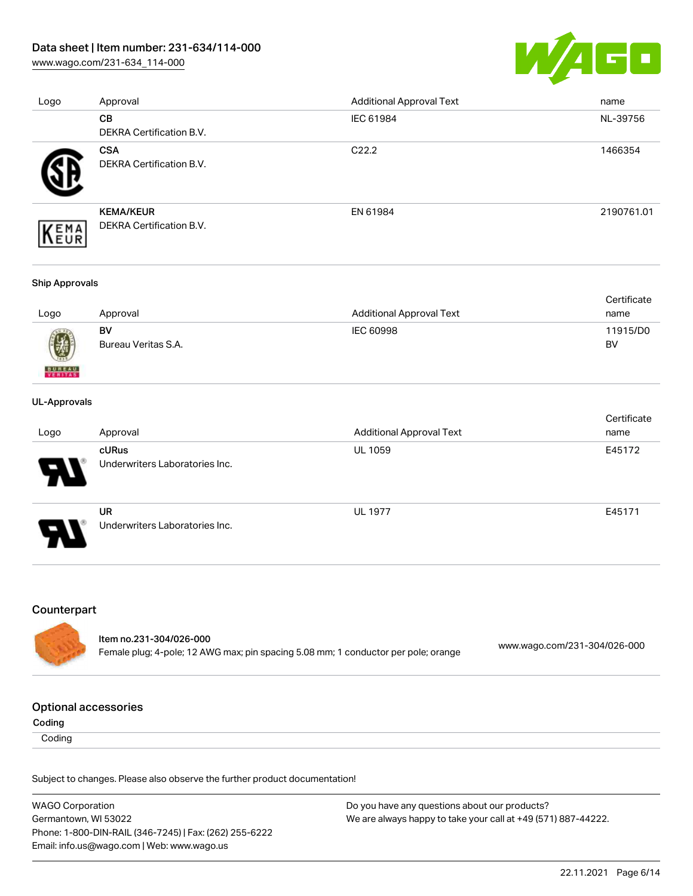| Logo | Approval | Additional Approval Text | name |
| --- | --- | --- | --- |
| | **CB**<br>DEKRA Certification B.V. | IEC 61984 | NL-39756 |
| | **CSA**<br>DEKRA Certification B.V. | C22.2 | 1466354 |
| | **KEMA/KEUR**<br>DEKRA Certification B.V. | EN 61984 | 2190761.01 |

**Ship Approvals**

| Logo | Approval | Additional Approval Text | Certificate name |
| --- | --- | --- | --- |
| | **BV**<br>Bureau Veritas S.A. | IEC 60998 | 11915/D0 BV |

**UL-Approvals**

| Logo | Approval | Additional Approval Text | Certificate name |
| --- | --- | --- | --- |
| | **cURus**<br>Underwriters Laboratories Inc. | UL 1059 | E45172 |
| | **UR**<br>Underwriters Laboratories Inc. | UL 1977 | E45171 |

## Counterpart

**Item no.231-304/026-000**
Female plug; 4-pole; 12 AWG max; pin spacing 5.08 mm; 1 conductor per pole; orange — www.wago.com/231-304/026-000

## Optional accessories

**Coding**

Coding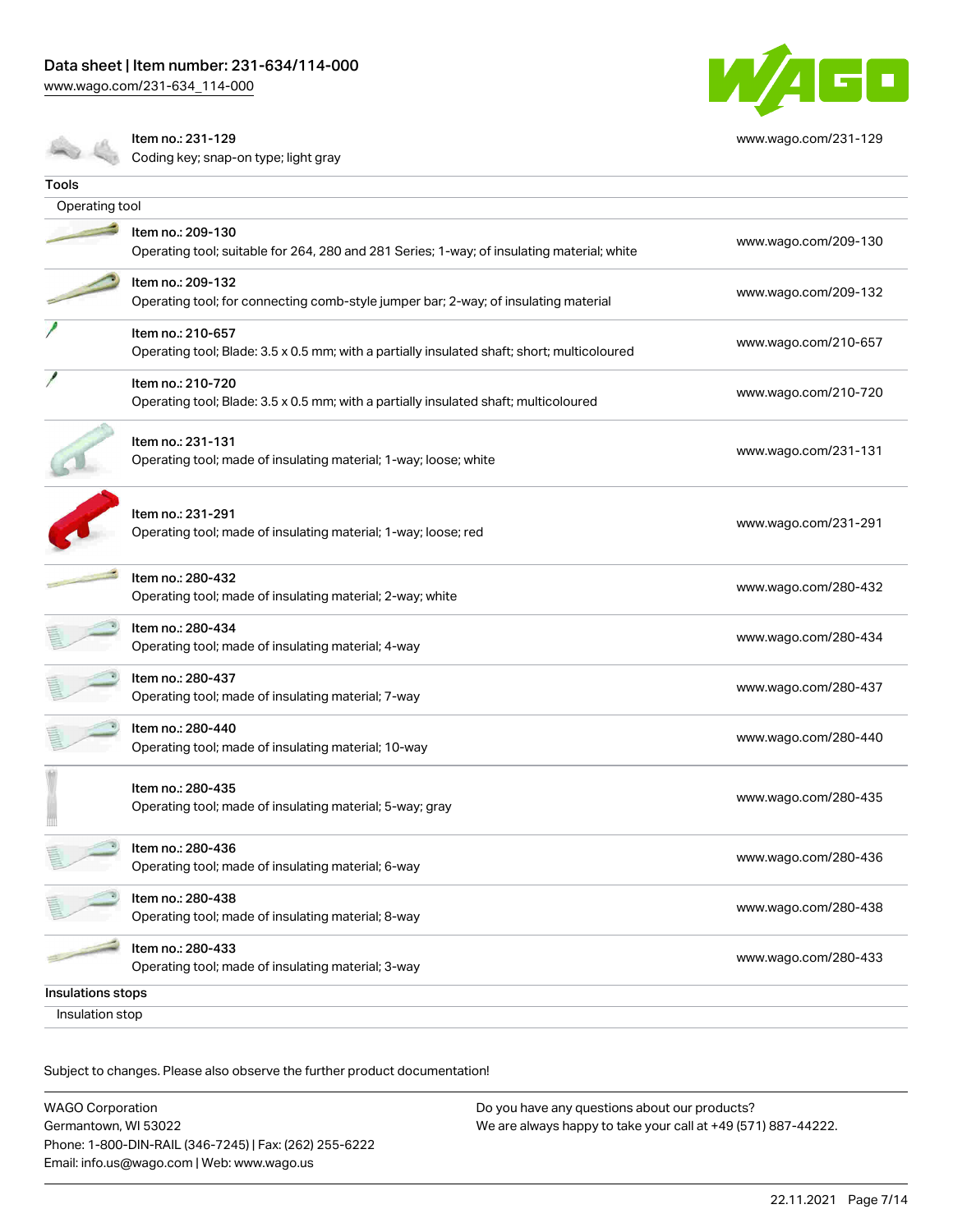| | | |
|---|---|---|
| | Item no.: 231-129<br>Coding key; snap-on type; light gray | www.wago.com/231-129 |

**Tools**

Operating tool

| | | |
|---|---|---|
| | Item no.: 209-130<br>Operating tool; suitable for 264, 280 and 281 Series; 1-way; of insulating material; white | www.wago.com/209-130 |
| | Item no.: 209-132<br>Operating tool; for connecting comb-style jumper bar; 2-way; of insulating material | www.wago.com/209-132 |
| | Item no.: 210-657<br>Operating tool; Blade: 3.5 x 0.5 mm; with a partially insulated shaft; short; multicoloured | www.wago.com/210-657 |
| | Item no.: 210-720<br>Operating tool; Blade: 3.5 x 0.5 mm; with a partially insulated shaft; multicoloured | www.wago.com/210-720 |
| | Item no.: 231-131<br>Operating tool; made of insulating material; 1-way; loose; white | www.wago.com/231-131 |
| | Item no.: 231-291<br>Operating tool; made of insulating material; 1-way; loose; red | www.wago.com/231-291 |
| | Item no.: 280-432<br>Operating tool; made of insulating material; 2-way; white | www.wago.com/280-432 |
| | Item no.: 280-434<br>Operating tool; made of insulating material; 4-way | www.wago.com/280-434 |
| | Item no.: 280-437<br>Operating tool; made of insulating material; 7-way | www.wago.com/280-437 |
| | Item no.: 280-440<br>Operating tool; made of insulating material; 10-way | www.wago.com/280-440 |
| | Item no.: 280-435<br>Operating tool; made of insulating material; 5-way; gray | www.wago.com/280-435 |
| | Item no.: 280-436<br>Operating tool; made of insulating material; 6-way | www.wago.com/280-436 |
| | Item no.: 280-438<br>Operating tool; made of insulating material; 8-way | www.wago.com/280-438 |
| | Item no.: 280-433<br>Operating tool; made of insulating material; 3-way | www.wago.com/280-433 |

**Insulations stops**

Insulation stop

Subject to changes. Please also observe the further product documentation!

WAGO Corporation
Germantown, WI 53022
Phone: 1-800-DIN-RAIL (346-7245) | Fax: (262) 255-6222
Email: info.us@wago.com | Web: www.wago.us

Do you have any questions about our products?
We are always happy to take your call at +49 (571) 887-44222.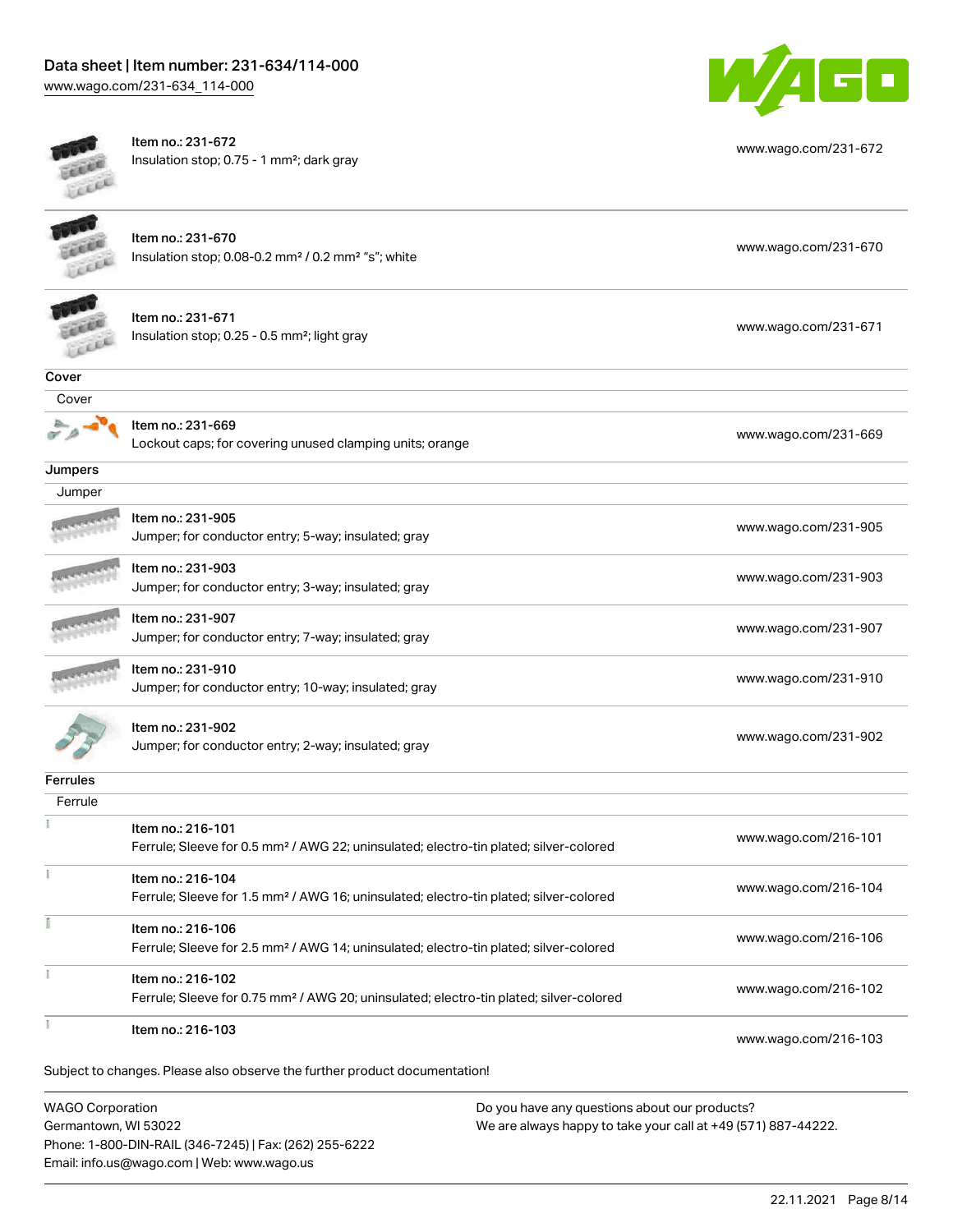| | | |
|---|---|---|
| | Item no.: 231-672<br>Insulation stop; 0.75 - 1 mm²; dark gray | www.wago.com/231-672 |
| | Item no.: 231-670<br>Insulation stop; 0.08-0.2 mm² / 0.2 mm² "s"; white | www.wago.com/231-670 |
| | Item no.: 231-671<br>Insulation stop; 0.25 - 0.5 mm²; light gray | www.wago.com/231-671 |

**Cover**

Cover

| | | |
|---|---|---|
| | Item no.: 231-669<br>Lockout caps; for covering unused clamping units; orange | www.wago.com/231-669 |

**Jumpers**

Jumper

| | | |
|---|---|---|
| | Item no.: 231-905<br>Jumper; for conductor entry; 5-way; insulated; gray | www.wago.com/231-905 |
| | Item no.: 231-903<br>Jumper; for conductor entry; 3-way; insulated; gray | www.wago.com/231-903 |
| | Item no.: 231-907<br>Jumper; for conductor entry; 7-way; insulated; gray | www.wago.com/231-907 |
| | Item no.: 231-910<br>Jumper; for conductor entry; 10-way; insulated; gray | www.wago.com/231-910 |
| | Item no.: 231-902<br>Jumper; for conductor entry; 2-way; insulated; gray | www.wago.com/231-902 |

**Ferrules**

Ferrule

| | | |
|---|---|---|
| | Item no.: 216-101<br>Ferrule; Sleeve for 0.5 mm² / AWG 22; uninsulated; electro-tin plated; silver-colored | www.wago.com/216-101 |
| | Item no.: 216-104<br>Ferrule; Sleeve for 1.5 mm² / AWG 16; uninsulated; electro-tin plated; silver-colored | www.wago.com/216-104 |
| | Item no.: 216-106<br>Ferrule; Sleeve for 2.5 mm² / AWG 14; uninsulated; electro-tin plated; silver-colored | www.wago.com/216-106 |
| | Item no.: 216-102<br>Ferrule; Sleeve for 0.75 mm² / AWG 20; uninsulated; electro-tin plated; silver-colored | www.wago.com/216-102 |
| | Item no.: 216-103 | www.wago.com/216-103 |

Subject to changes. Please also observe the further product documentation!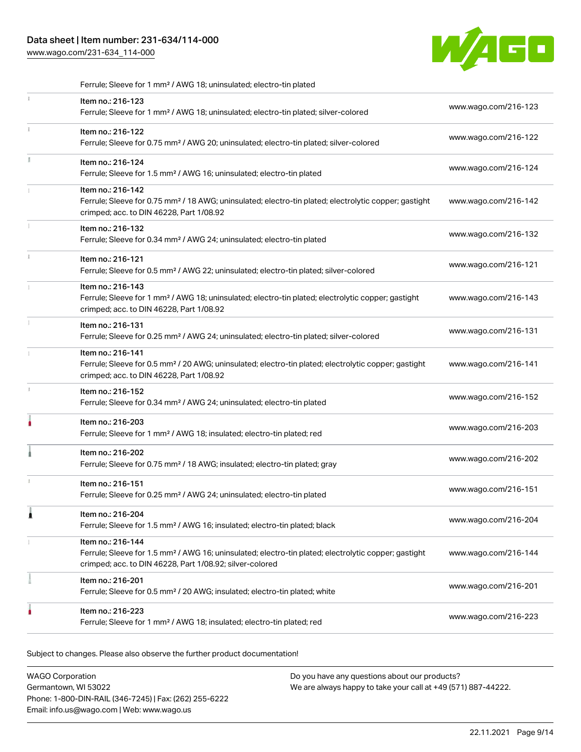Ferrule; Sleeve for 1 mm² / AWG 18; uninsulated; electro-tin plated

| | | |
|---|---|---|
| | Item no.: 216-123<br>Ferrule; Sleeve for 1 mm² / AWG 18; uninsulated; electro-tin plated; silver-colored | www.wago.com/216-123 |
| | Item no.: 216-122<br>Ferrule; Sleeve for 0.75 mm² / AWG 20; uninsulated; electro-tin plated; silver-colored | www.wago.com/216-122 |
| | Item no.: 216-124<br>Ferrule; Sleeve for 1.5 mm² / AWG 16; uninsulated; electro-tin plated | www.wago.com/216-124 |
| | Item no.: 216-142<br>Ferrule; Sleeve for 0.75 mm² / 18 AWG; uninsulated; electro-tin plated; electrolytic copper; gastight crimped; acc. to DIN 46228, Part 1/08.92 | www.wago.com/216-142 |
| | Item no.: 216-132<br>Ferrule; Sleeve for 0.34 mm² / AWG 24; uninsulated; electro-tin plated | www.wago.com/216-132 |
| | Item no.: 216-121<br>Ferrule; Sleeve for 0.5 mm² / AWG 22; uninsulated; electro-tin plated; silver-colored | www.wago.com/216-121 |
| | Item no.: 216-143<br>Ferrule; Sleeve for 1 mm² / AWG 18; uninsulated; electro-tin plated; electrolytic copper; gastight crimped; acc. to DIN 46228, Part 1/08.92 | www.wago.com/216-143 |
| | Item no.: 216-131<br>Ferrule; Sleeve for 0.25 mm² / AWG 24; uninsulated; electro-tin plated; silver-colored | www.wago.com/216-131 |
| | Item no.: 216-141<br>Ferrule; Sleeve for 0.5 mm² / 20 AWG; uninsulated; electro-tin plated; electrolytic copper; gastight crimped; acc. to DIN 46228, Part 1/08.92 | www.wago.com/216-141 |
| | Item no.: 216-152<br>Ferrule; Sleeve for 0.34 mm² / AWG 24; uninsulated; electro-tin plated | www.wago.com/216-152 |
| | Item no.: 216-203<br>Ferrule; Sleeve for 1 mm² / AWG 18; insulated; electro-tin plated; red | www.wago.com/216-203 |
| | Item no.: 216-202<br>Ferrule; Sleeve for 0.75 mm² / 18 AWG; insulated; electro-tin plated; gray | www.wago.com/216-202 |
| | Item no.: 216-151<br>Ferrule; Sleeve for 0.25 mm² / AWG 24; uninsulated; electro-tin plated | www.wago.com/216-151 |
| | Item no.: 216-204<br>Ferrule; Sleeve for 1.5 mm² / AWG 16; insulated; electro-tin plated; black | www.wago.com/216-204 |
| | Item no.: 216-144<br>Ferrule; Sleeve for 1.5 mm² / AWG 16; uninsulated; electro-tin plated; electrolytic copper; gastight crimped; acc. to DIN 46228, Part 1/08.92; silver-colored | www.wago.com/216-144 |
| | Item no.: 216-201<br>Ferrule; Sleeve for 0.5 mm² / 20 AWG; insulated; electro-tin plated; white | www.wago.com/216-201 |
| | Item no.: 216-223<br>Ferrule; Sleeve for 1 mm² / AWG 18; insulated; electro-tin plated; red | www.wago.com/216-223 |

Subject to changes. Please also observe the further product documentation!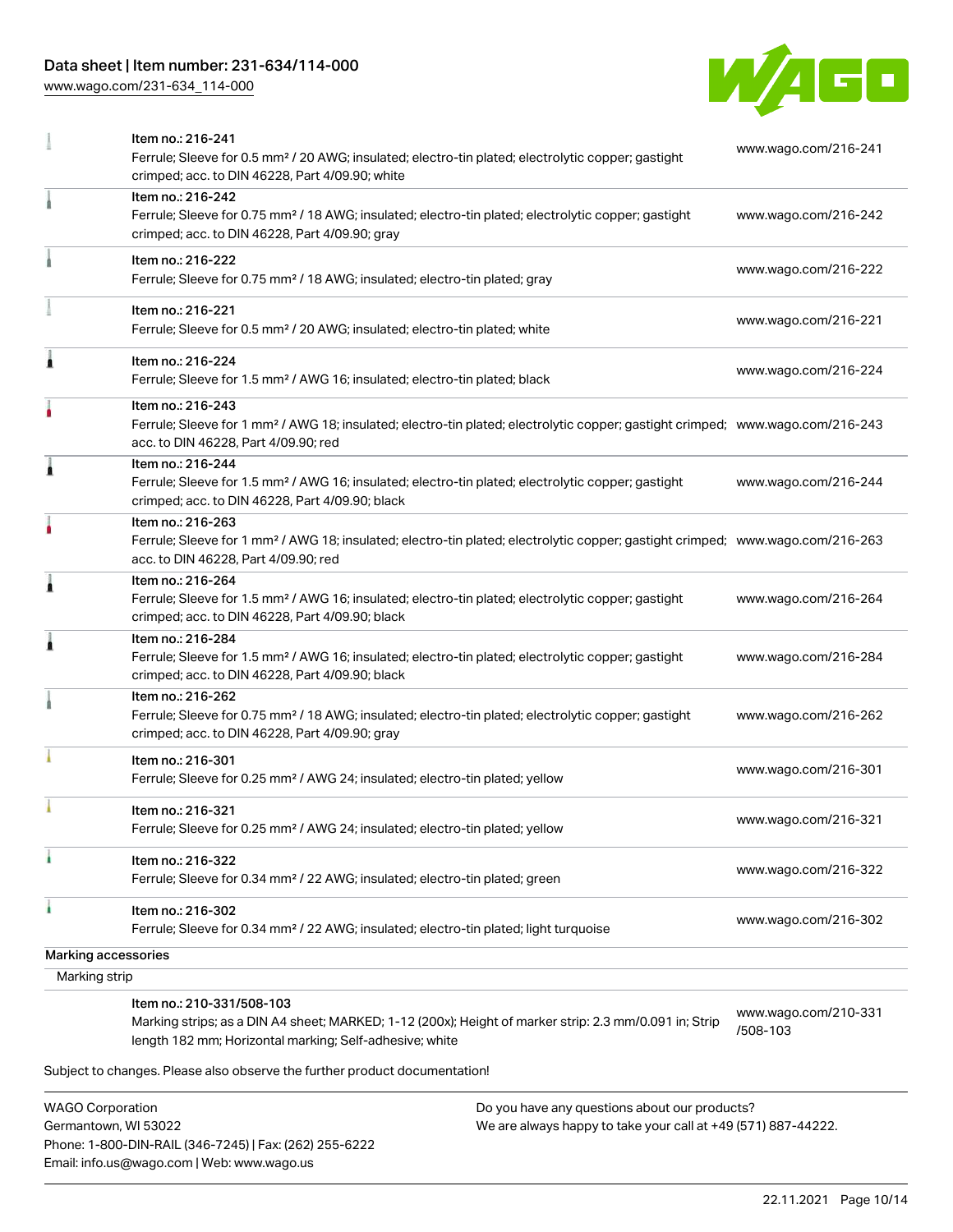| | | |
|---|---|---|
| | Item no.: 216-241<br>Ferrule; Sleeve for 0.5 mm² / 20 AWG; insulated; electro-tin plated; electrolytic copper; gastight crimped; acc. to DIN 46228, Part 4/09.90; white | www.wago.com/216-241 |
| | Item no.: 216-242<br>Ferrule; Sleeve for 0.75 mm² / 18 AWG; insulated; electro-tin plated; electrolytic copper; gastight crimped; acc. to DIN 46228, Part 4/09.90; gray | www.wago.com/216-242 |
| | Item no.: 216-222<br>Ferrule; Sleeve for 0.75 mm² / 18 AWG; insulated; electro-tin plated; gray | www.wago.com/216-222 |
| | Item no.: 216-221<br>Ferrule; Sleeve for 0.5 mm² / 20 AWG; insulated; electro-tin plated; white | www.wago.com/216-221 |
| | Item no.: 216-224<br>Ferrule; Sleeve for 1.5 mm² / AWG 16; insulated; electro-tin plated; black | www.wago.com/216-224 |
| | Item no.: 216-243<br>Ferrule; Sleeve for 1 mm² / AWG 18; insulated; electro-tin plated; electrolytic copper; gastight crimped; acc. to DIN 46228, Part 4/09.90; red | www.wago.com/216-243 |
| | Item no.: 216-244<br>Ferrule; Sleeve for 1.5 mm² / AWG 16; insulated; electro-tin plated; electrolytic copper; gastight crimped; acc. to DIN 46228, Part 4/09.90; black | www.wago.com/216-244 |
| | Item no.: 216-263<br>Ferrule; Sleeve for 1 mm² / AWG 18; insulated; electro-tin plated; electrolytic copper; gastight crimped; acc. to DIN 46228, Part 4/09.90; red | www.wago.com/216-263 |
| | Item no.: 216-264<br>Ferrule; Sleeve for 1.5 mm² / AWG 16; insulated; electro-tin plated; electrolytic copper; gastight crimped; acc. to DIN 46228, Part 4/09.90; black | www.wago.com/216-264 |
| | Item no.: 216-284<br>Ferrule; Sleeve for 1.5 mm² / AWG 16; insulated; electro-tin plated; electrolytic copper; gastight crimped; acc. to DIN 46228, Part 4/09.90; black | www.wago.com/216-284 |
| | Item no.: 216-262<br>Ferrule; Sleeve for 0.75 mm² / 18 AWG; insulated; electro-tin plated; electrolytic copper; gastight crimped; acc. to DIN 46228, Part 4/09.90; gray | www.wago.com/216-262 |
| | Item no.: 216-301<br>Ferrule; Sleeve for 0.25 mm² / AWG 24; insulated; electro-tin plated; yellow | www.wago.com/216-301 |
| | Item no.: 216-321<br>Ferrule; Sleeve for 0.25 mm² / AWG 24; insulated; electro-tin plated; yellow | www.wago.com/216-321 |
| | Item no.: 216-322<br>Ferrule; Sleeve for 0.34 mm² / 22 AWG; insulated; electro-tin plated; green | www.wago.com/216-322 |
| | Item no.: 216-302<br>Ferrule; Sleeve for 0.34 mm² / 22 AWG; insulated; electro-tin plated; light turquoise | www.wago.com/216-302 |

**Marking accessories**

Marking strip

| | | |
|---|---|---|
| | Item no.: 210-331/508-103<br>Marking strips; as a DIN A4 sheet; MARKED; 1-12 (200x); Height of marker strip: 2.3 mm/0.091 in; Strip length 182 mm; Horizontal marking; Self-adhesive; white | www.wago.com/210-331/508-103 |

Subject to changes. Please also observe the further product documentation!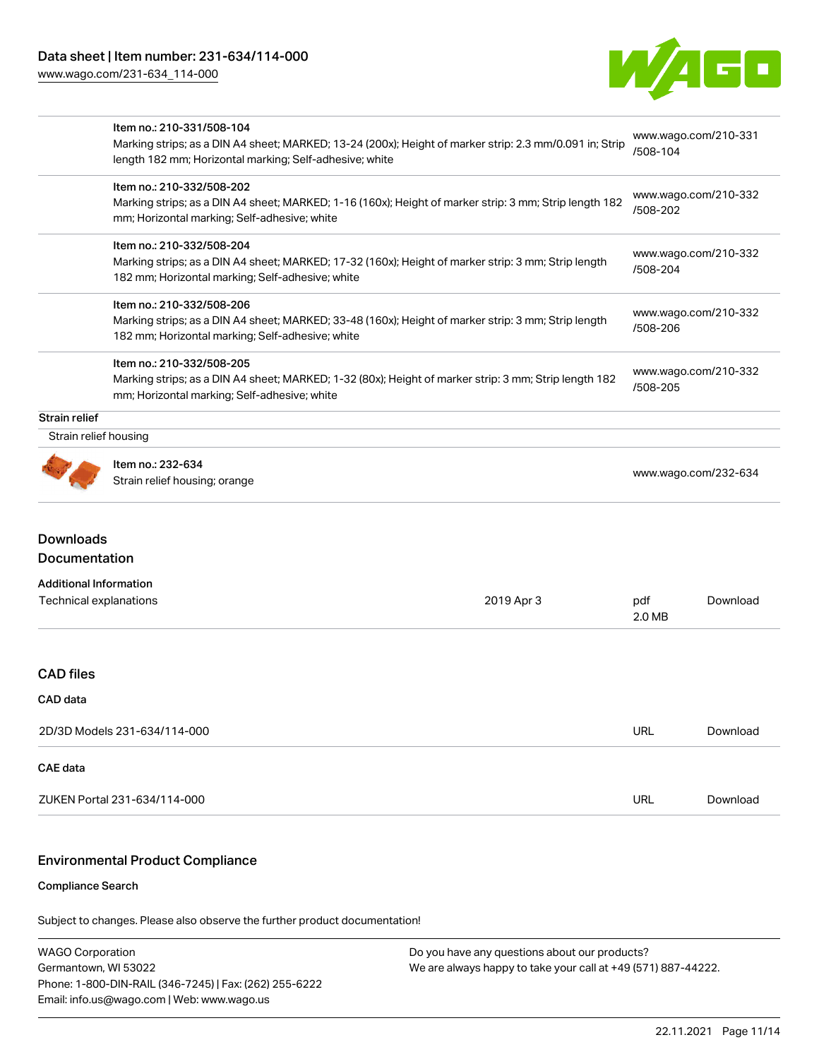| | Item no. / Description | URL |
|---|---|---|
| | Item no.: 210-331/508-104<br>Marking strips; as a DIN A4 sheet; MARKED; 13-24 (200x); Height of marker strip: 2.3 mm/0.091 in; Strip length 182 mm; Horizontal marking; Self-adhesive; white | www.wago.com/210-331/508-104 |
| | Item no.: 210-332/508-202<br>Marking strips; as a DIN A4 sheet; MARKED; 1-16 (160x); Height of marker strip: 3 mm; Strip length 182 mm; Horizontal marking; Self-adhesive; white | www.wago.com/210-332/508-202 |
| | Item no.: 210-332/508-204<br>Marking strips; as a DIN A4 sheet; MARKED; 17-32 (160x); Height of marker strip: 3 mm; Strip length 182 mm; Horizontal marking; Self-adhesive; white | www.wago.com/210-332/508-204 |
| | Item no.: 210-332/508-206<br>Marking strips; as a DIN A4 sheet; MARKED; 33-48 (160x); Height of marker strip: 3 mm; Strip length 182 mm; Horizontal marking; Self-adhesive; white | www.wago.com/210-332/508-206 |
| | Item no.: 210-332/508-205<br>Marking strips; as a DIN A4 sheet; MARKED; 1-32 (80x); Height of marker strip: 3 mm; Strip length 182 mm; Horizontal marking; Self-adhesive; white | www.wago.com/210-332/508-205 |

**Strain relief**

Strain relief housing

| | Item no. / Description | URL |
|---|---|---|
| | Item no.: 232-634<br>Strain relief housing; orange | www.wago.com/232-634 |

## Downloads

### Documentation

**Additional Information**

| | | | |
|---|---|---|---|
| Technical explanations | 2019 Apr 3 | pdf<br>2.0 MB | Download |

### CAD files

**CAD data**

| | | |
|---|---|---|
| 2D/3D Models 231-634/114-000 | URL | Download |

**CAE data**

| | | |
|---|---|---|
| ZUKEN Portal 231-634/114-000 | URL | Download |

## Environmental Product Compliance

**Compliance Search**

Subject to changes. Please also observe the further product documentation!

WAGO Corporation
Germantown, WI 53022
Phone: 1-800-DIN-RAIL (346-7245) | Fax: (262) 255-6222
Email: info.us@wago.com | Web: www.wago.us

Do you have any questions about our products?
We are always happy to take your call at +49 (571) 887-44222.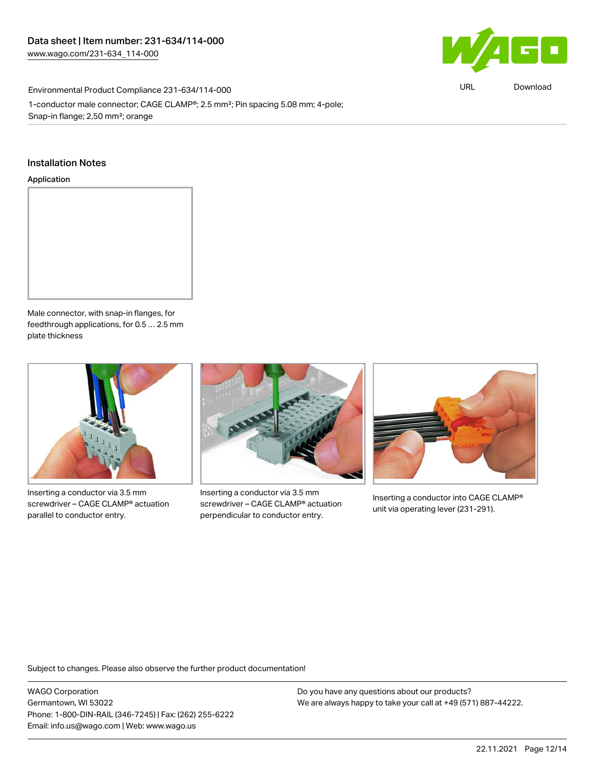Environmental Product Compliance 231-634/114-000

1-conductor male connector; CAGE CLAMP®; 2.5 mm²; Pin spacing 5.08 mm; 4-pole; Snap-in flange; 2,50 mm²; orange

## Installation Notes

### Application

Male connector, with snap-in flanges, for feedthrough applications, for 0.5 … 2.5 mm plate thickness

Inserting a conductor via 3.5 mm screwdriver – CAGE CLAMP® actuation parallel to conductor entry.

Inserting a conductor via 3.5 mm screwdriver – CAGE CLAMP® actuation perpendicular to conductor entry.

Inserting a conductor into CAGE CLAMP® unit via operating lever (231-291).

Subject to changes. Please also observe the further product documentation!

WAGO Corporation
Germantown, WI 53022
Phone: 1-800-DIN-RAIL (346-7245) | Fax: (262) 255-6222
Email: info.us@wago.com | Web: www.wago.us

Do you have any questions about our products?
We are always happy to take your call at +49 (571) 887-44222.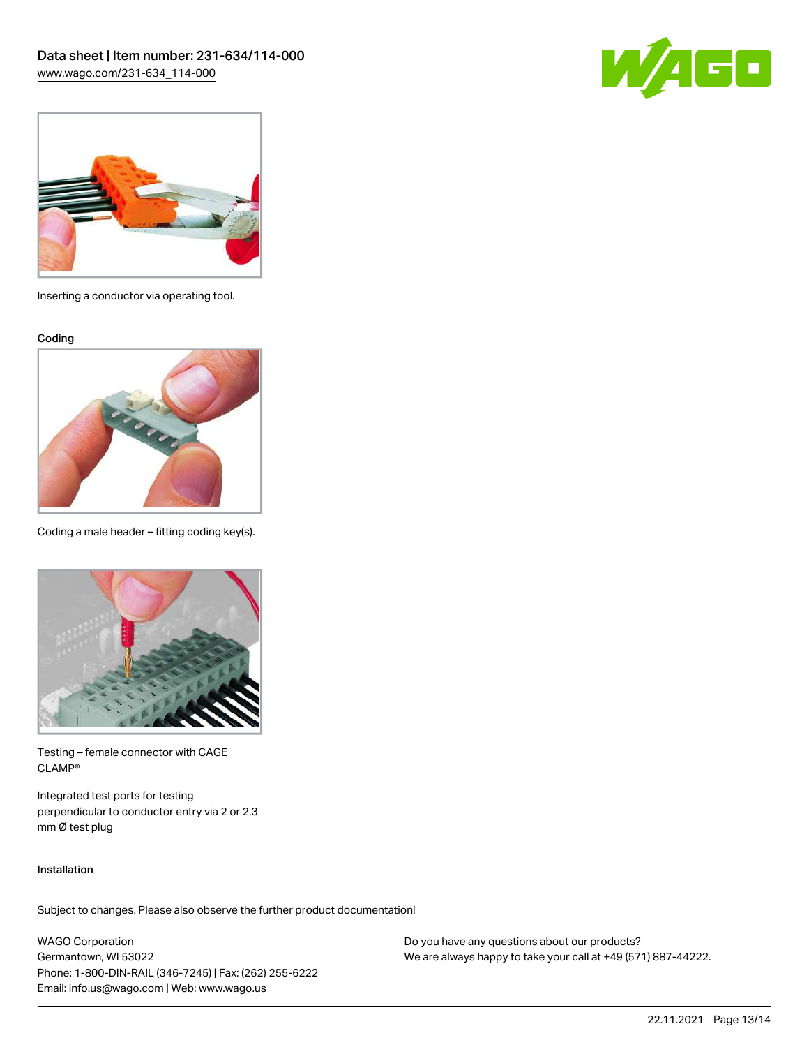Inserting a conductor via operating tool.

Coding

Coding a male header – fitting coding key(s).

Testing – female connector with CAGE CLAMP®

Integrated test ports for testing perpendicular to conductor entry via 2 or 2.3 mm Ø test plug

Installation

Subject to changes. Please also observe the further product documentation!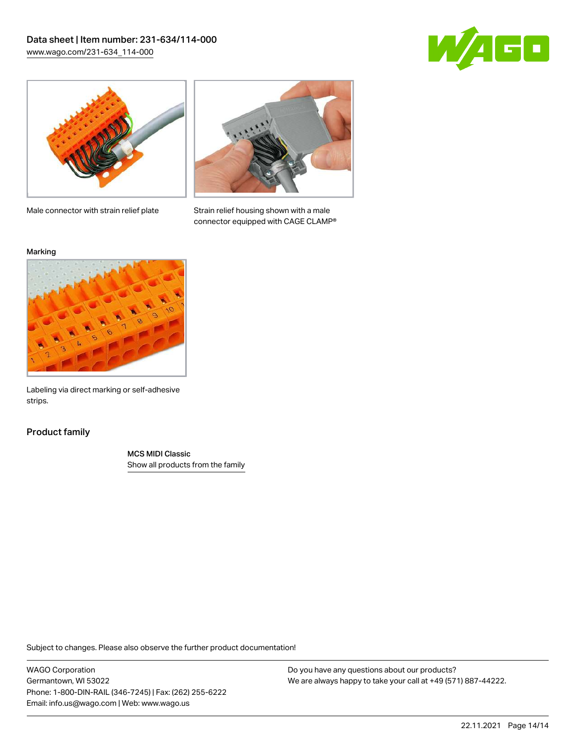Male connector with strain relief plate

Strain relief housing shown with a male connector equipped with CAGE CLAMP®

Marking

Labeling via direct marking or self-adhesive strips.

## Product family

MCS MIDI Classic
Show all products from the family

Subject to changes. Please also observe the further product documentation!

WAGO Corporation
Germantown, WI 53022
Phone: 1-800-DIN-RAIL (346-7245) | Fax: (262) 255-6222
Email: info.us@wago.com | Web: www.wago.us

Do you have any questions about our products?
We are always happy to take your call at +49 (571) 887-44222.